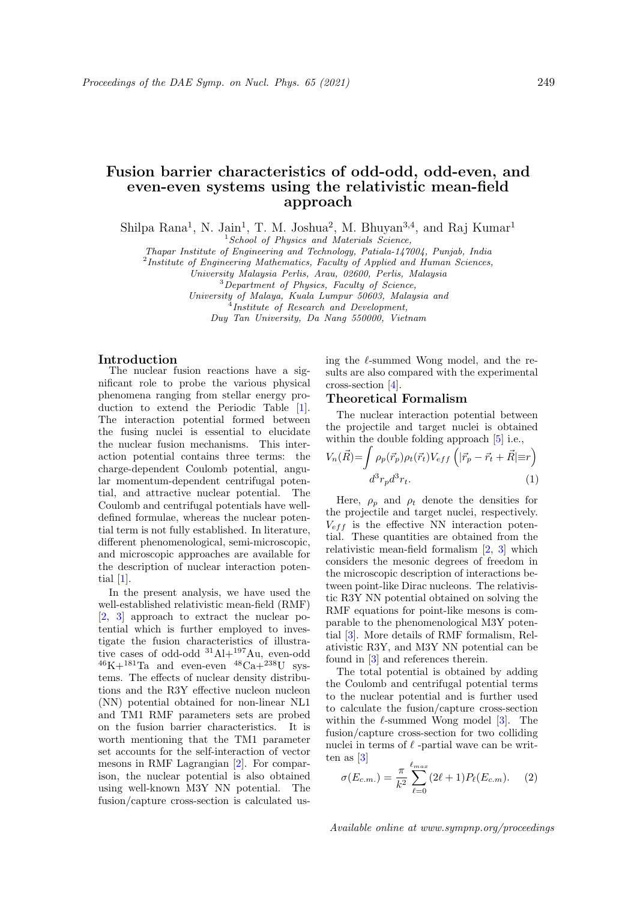# Fusion barrier characteristics of odd-odd, odd-even, and even-even systems using the relativistic mean-field approach

Shilpa Rana[1], N. Jain[1], T. M. Joshua[2], M. Bhuyan[3,4], and Raj Kumar[1]

[1] *School of Physics and Materials Science, Thapar Institute of Engineering and Technology, Patiala-147004, Punjab, India*
[2] *Institute of Engineering Mathematics, Faculty of Applied and Human Sciences, University Malaysia Perlis, Arau, 02600, Perlis, Malaysia*
[3] *Department of Physics, Faculty of Science, University of Malaya, Kuala Lumpur 50603, Malaysia and*
[4] *Institute of Research and Development, Duy Tan University, Da Nang 550000, Vietnam*

## Introduction

The nuclear fusion reactions have a significant role to probe the various physical phenomena ranging from stellar energy production to extend the Periodic Table [1]. The interaction potential formed between the fusing nuclei is essential to elucidate the nuclear fusion mechanisms. This interaction potential contains three terms: the charge-dependent Coulomb potential, angular momentum-dependent centrifugal potential, and attractive nuclear potential. The Coulomb and centrifugal potentials have well-defined formulae, whereas the nuclear potential term is not fully established. In literature, different phenomenological, semi-microscopic, and microscopic approaches are available for the description of nuclear interaction potential [1].

In the present analysis, we have used the well-established relativistic mean-field (RMF) [2, 3] approach to extract the nuclear potential which is further employed to investigate the fusion characteristics of illustrative cases of odd-odd $^{31}$Al+$^{197}$Au, even-odd $^{46}$K+$^{181}$Ta and even-even $^{48}$Ca+$^{238}$U systems. The effects of nuclear density distributions and the R3Y effective nucleon nucleon (NN) potential obtained for non-linear NL1 and TM1 RMF parameters sets are probed on the fusion barrier characteristics. It is worth mentioning that the TM1 parameter set accounts for the self-interaction of vector mesons in RMF Lagrangian [2]. For comparison, the nuclear potential is also obtained using well-known M3Y NN potential. The fusion/capture cross-section is calculated using the $\ell$-summed Wong model, and the results are also compared with the experimental cross-section [4].

## Theoretical Formalism

The nuclear interaction potential between the projectile and target nuclei is obtained within the double folding approach [5] i.e.,

$$V_n(\vec{R})=\int \rho_p(\vec{r}_p)\rho_t(\vec{r}_t)V_{eff}\left(|\vec{r}_p-\vec{r}_t+\vec{R}|\equiv r\right) d^3r_p d^3r_t. \quad (1)$$

Here, $\rho_p$ and $\rho_t$ denote the densities for the projectile and target nuclei, respectively. $V_{eff}$ is the effective NN interaction potential. These quantities are obtained from the relativistic mean-field formalism [2, 3] which considers the mesonic degrees of freedom in the microscopic description of interactions between point-like Dirac nucleons. The relativistic R3Y NN potential obtained on solving the RMF equations for point-like mesons is comparable to the phenomenological M3Y potential [3]. More details of RMF formalism, Relativistic R3Y, and M3Y NN potential can be found in [3] and references therein.

The total potential is obtained by adding the Coulomb and centrifugal potential terms to the nuclear potential and is further used to calculate the fusion/capture cross-section within the $\ell$-summed Wong model [3]. The fusion/capture cross-section for two colliding nuclei in terms of $\ell$ -partial wave can be written as [3]

$$\sigma(E_{c.m.})=\frac{\pi}{k^2}\sum_{\ell=0}^{\ell_{max}}(2\ell+1)P_\ell(E_{c.m}). \quad (2)$$

Available online at www.sympnp.org/proceedings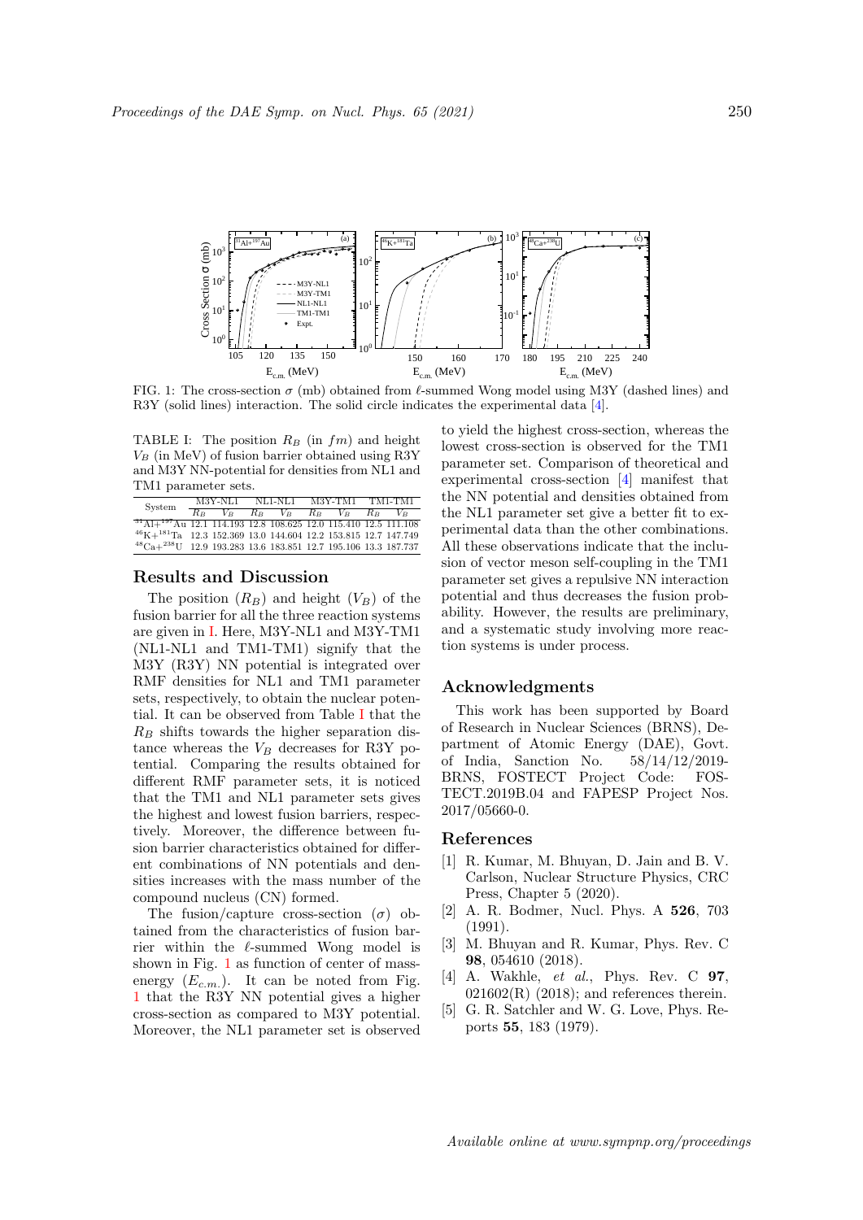(a) $^{31}$Al+$^{197}$Au

Cross Section σ (mb)

$10^3$

$10^2$

$10^1$

$10^0$

105 120 135 150

E$_{c.m.}$ (MeV)

M3Y-NL1

M3Y-TM1

NL1-NL1

TM1-TM1

Expt.

(b) $^{46}$K+$^{181}$Ta

$10^2$

$10^1$

$10^0$

150 160 170

E$_{c.m.}$ (MeV)

(c) $^{48}$Ca+$^{238}$U

$10^3$

$10^1$

$10^{-1}$

180 195 210 225 240

E$_{c.m.}$ (MeV)

FIG. 1: The cross-section $\sigma$ (mb) obtained from $\ell$-summed Wong model using M3Y (dashed lines) and R3Y (solid lines) interaction. The solid circle indicates the experimental data [4].

TABLE I: The position $R_B$ (in $fm$) and height $V_B$ (in MeV) of fusion barrier obtained using R3Y and M3Y NN-potential for densities from NL1 and TM1 parameter sets.

| System | M3Y-NL1 | | NL1-NL1 | | M3Y-TM1 | | TM1-TM1 | |
|---|---|---|---|---|---|---|---|---|
| | $R_B$ | $V_B$ | $R_B$ | $V_B$ | $R_B$ | $V_B$ | $R_B$ | $V_B$ |
| $^{31}$Al+$^{197}$Au | 12.1 | 114.193 | 12.8 | 108.625 | 12.0 | 115.410 | 12.5 | 111.108 |
| $^{46}$K+$^{181}$Ta | 12.3 | 152.369 | 13.0 | 144.604 | 12.2 | 153.815 | 12.7 | 147.749 |
| $^{48}$Ca+$^{238}$U | 12.9 | 193.283 | 13.6 | 183.851 | 12.7 | 195.106 | 13.3 | 187.737 |

## Results and Discussion

The position ($R_B$) and height ($V_B$) of the fusion barrier for all the three reaction systems are given in I. Here, M3Y-NL1 and M3Y-TM1 (NL1-NL1 and TM1-TM1) signify that the M3Y (R3Y) NN potential is integrated over RMF densities for NL1 and TM1 parameter sets, respectively, to obtain the nuclear potential. It can be observed from Table I that the $R_B$ shifts towards the higher separation distance whereas the $V_B$ decreases for R3Y potential. Comparing the results obtained for different RMF parameter sets, it is noticed that the TM1 and NL1 parameter sets gives the highest and lowest fusion barriers, respectively. Moreover, the difference between fusion barrier characteristics obtained for different combinations of NN potentials and densities increases with the mass number of the compound nucleus (CN) formed.

The fusion/capture cross-section ($\sigma$) obtained from the characteristics of fusion barrier within the $\ell$-summed Wong model is shown in Fig. 1 as function of center of mass-energy ($E_{c.m.}$). It can be noted from Fig. 1 that the R3Y NN potential gives a higher cross-section as compared to M3Y potential. Moreover, the NL1 parameter set is observed to yield the highest cross-section, whereas the lowest cross-section is observed for the TM1 parameter set. Comparison of theoretical and experimental cross-section [4] manifest that the NN potential and densities obtained from the NL1 parameter set give a better fit to experimental data than the other combinations. All these observations indicate that the inclusion of vector meson self-coupling in the TM1 parameter set gives a repulsive NN interaction potential and thus decreases the fusion probability. However, the results are preliminary, and a systematic study involving more reaction systems is under process.

## Acknowledgments

This work has been supported by Board of Research in Nuclear Sciences (BRNS), Department of Atomic Energy (DAE), Govt. of India, Sanction No. 58/14/12/2019-BRNS, FOSTECT Project Code: FOSTECT.2019B.04 and FAPESP Project Nos. 2017/05660-0.

## References

[1] R. Kumar, M. Bhuyan, D. Jain and B. V. Carlson, Nuclear Structure Physics, CRC Press, Chapter 5 (2020).

[2] A. R. Bodmer, Nucl. Phys. A **526**, 703 (1991).

[3] M. Bhuyan and R. Kumar, Phys. Rev. C **98**, 054610 (2018).

[4] A. Wakhle, *et al.*, Phys. Rev. C **97**, 021602(R) (2018); and references therein.

[5] G. R. Satchler and W. G. Love, Phys. Reports **55**, 183 (1979).